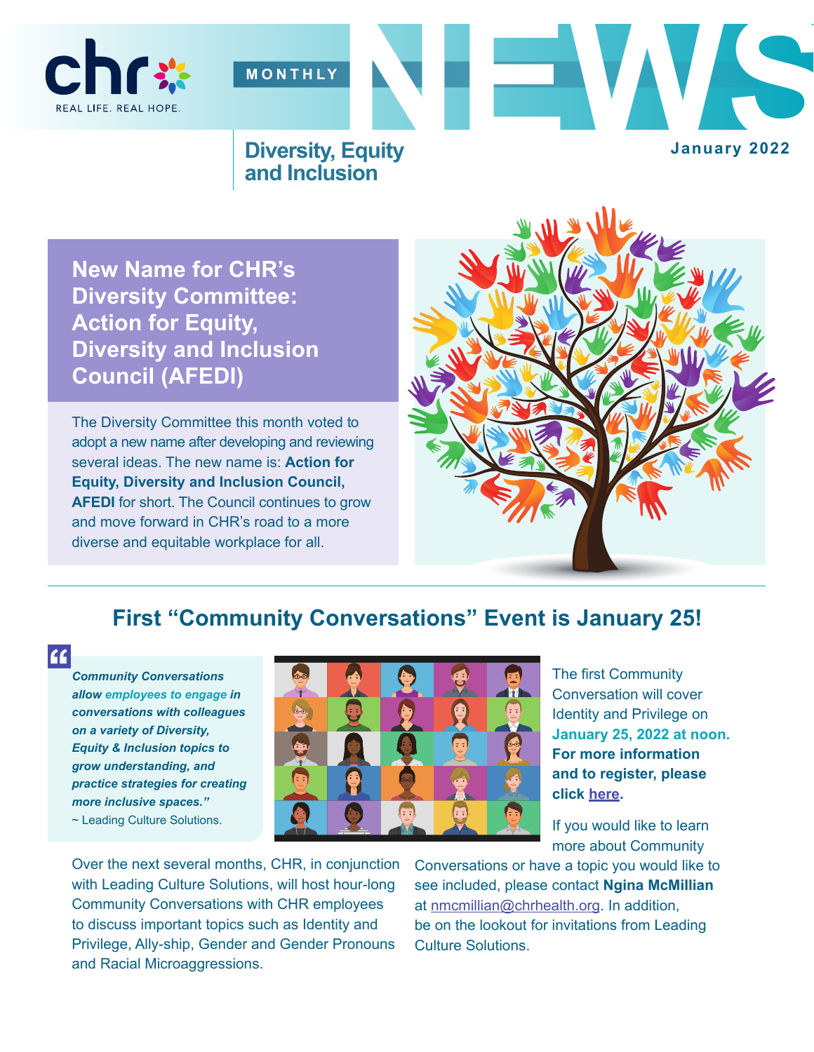chr

REAL LIFE. REAL HOPE.

MONTHLY NEWS

Diversity, Equity and Inclusion

January 2022

## New Name for CHR's Diversity Committee: Action for Equity, Diversity and Inclusion Council (AFEDI)

The Diversity Committee this month voted to adopt a new name after developing and reviewing several ideas. The new name is: **Action for Equity, Diversity and Inclusion Council, AFEDI** for short. The Council continues to grow and move forward in CHR's road to a more diverse and equitable workplace for all.

## First "Community Conversations" Event is January 25!

> ***"Community Conversations allow employees to engage in conversations with colleagues on a variety of Diversity, Equity & Inclusion topics to grow understanding, and practice strategies for creating more inclusive spaces."***
> ~ Leading Culture Solutions.

The first Community Conversation will cover Identity and Privilege on **January 25, 2022 at noon. For more information and to register, please click [here](#).**

If you would like to learn more about Community Conversations or have a topic you would like to see included, please contact **Ngina McMillian** at [nmcmillian@chrhealth.org](mailto:nmcmillian@chrhealth.org). In addition, be on the lookout for invitations from Leading Culture Solutions.

Over the next several months, CHR, in conjunction with Leading Culture Solutions, will host hour-long Community Conversations with CHR employees to discuss important topics such as Identity and Privilege, Ally-ship, Gender and Gender Pronouns and Racial Microaggressions.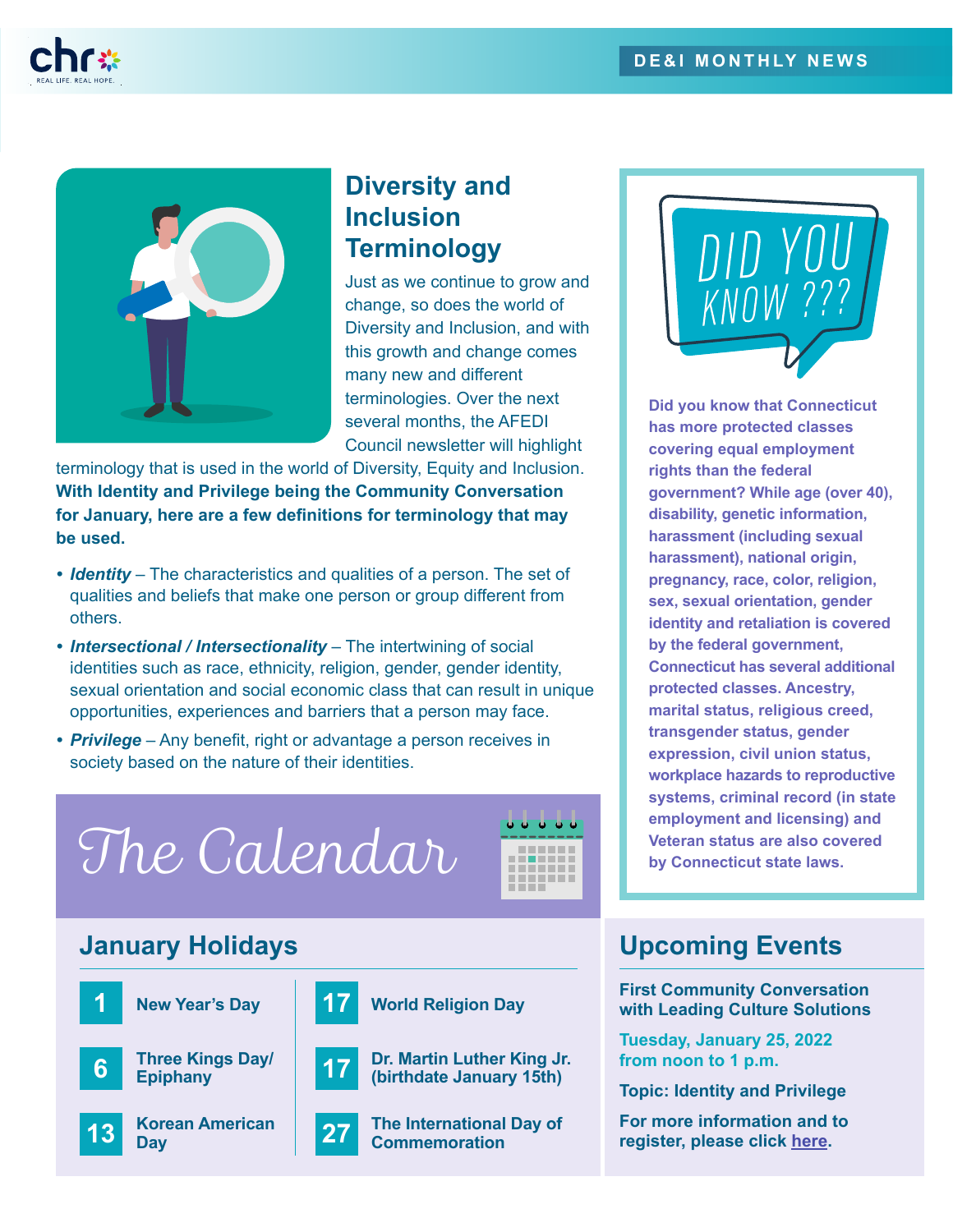## Diversity and Inclusion Terminology

Just as we continue to grow and change, so does the world of Diversity and Inclusion, and with this growth and change comes many new and different terminologies. Over the next several months, the AFEDI Council newsletter will highlight terminology that is used in the world of Diversity, Equity and Inclusion. **With Identity and Privilege being the Community Conversation for January, here are a few definitions for terminology that may be used.**

- ***Identity*** – The characteristics and qualities of a person. The set of qualities and beliefs that make one person or group different from others.
- ***Intersectional / Intersectionality*** – The intertwining of social identities such as race, ethnicity, religion, gender, gender identity, sexual orientation and social economic class that can result in unique opportunities, experiences and barriers that a person may face.
- ***Privilege*** – Any benefit, right or advantage a person receives in society based on the nature of their identities.

## DID YOU KNOW ???

**Did you know that Connecticut has more protected classes covering equal employment rights than the federal government? While age (over 40), disability, genetic information, harassment (including sexual harassment), national origin, pregnancy, race, color, religion, sex, sexual orientation, gender identity and retaliation is covered by the federal government, Connecticut has several additional protected classes. Ancestry, marital status, religious creed, transgender status, gender expression, civil union status, workplace hazards to reproductive systems, criminal record (in state employment and licensing) and Veteran status are also covered by Connecticut state laws.**

# The Calendar

## January Holidays

- **1** – New Year's Day
- **6** – Three Kings Day/ Epiphany
- **13** – Korean American Day
- **17** – World Religion Day
- **17** – Dr. Martin Luther King Jr. (birthdate January 15th)
- **27** – The International Day of Commemoration

## Upcoming Events

**First Community Conversation with Leading Culture Solutions**

**Tuesday, January 25, 2022 from noon to 1 p.m.**

**Topic: Identity and Privilege**

**For more information and to register, please click here.**